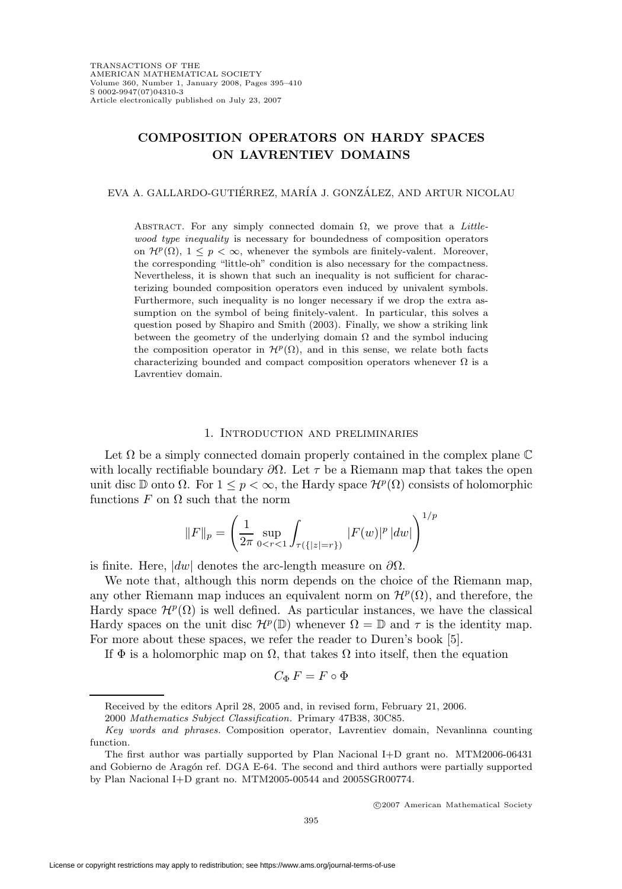# COMPOSITION OPERATORS ON HARDY SPACES ON LAVRENTIEV DOMAINS

EVA A. GALLARDO-GUTIÉRREZ, MARÍA J. GONZÁLEZ, AND ARTUR NICOLAU

ABSTRACT. For any simply connected domain $\Omega$, we prove that a *Littlewood type inequality* is necessary for boundedness of composition operators on $\mathcal{H}^p(\Omega)$, $1 \leq p < \infty$, whenever the symbols are finitely-valent. Moreover, the corresponding "little-oh" condition is also necessary for the compactness. Nevertheless, it is shown that such an inequality is not sufficient for characterizing bounded composition operators even induced by univalent symbols. Furthermore, such inequality is no longer necessary if we drop the extra assumption on the symbol of being finitely-valent. In particular, this solves a question posed by Shapiro and Smith (2003). Finally, we show a striking link between the geometry of the underlying domain $\Omega$ and the symbol inducing the composition operator in $\mathcal{H}^p(\Omega)$, and in this sense, we relate both facts characterizing bounded and compact composition operators whenever $\Omega$ is a Lavrentiev domain.

## 1. Introduction and preliminaries

Let $\Omega$ be a simply connected domain properly contained in the complex plane $\mathbb{C}$ with locally rectifiable boundary $\partial\Omega$. Let $\tau$ be a Riemann map that takes the open unit disc $\mathbb{D}$ onto $\Omega$. For $1 \leq p < \infty$, the Hardy space $\mathcal{H}^p(\Omega)$ consists of holomorphic functions $F$ on $\Omega$ such that the norm

$$\|F\|_p = \left( \frac{1}{2\pi} \sup_{0<r<1} \int_{\tau(\{|z|=r\})} |F(w)|^p \, |dw| \right)^{1/p}$$

is finite. Here, $|dw|$ denotes the arc-length measure on $\partial\Omega$.

We note that, although this norm depends on the choice of the Riemann map, any other Riemann map induces an equivalent norm on $\mathcal{H}^p(\Omega)$, and therefore, the Hardy space $\mathcal{H}^p(\Omega)$ is well defined. As particular instances, we have the classical Hardy spaces on the unit disc $\mathcal{H}^p(\mathbb{D})$ whenever $\Omega = \mathbb{D}$ and $\tau$ is the identity map. For more about these spaces, we refer the reader to Duren's book [5].

If $\Phi$ is a holomorphic map on $\Omega$, that takes $\Omega$ into itself, then the equation

$$C_\Phi F = F \circ \Phi$$

Received by the editors April 28, 2005 and, in revised form, February 21, 2006.

2000 *Mathematics Subject Classification.* Primary 47B38, 30C85.

*Key words and phrases.* Composition operator, Lavrentiev domain, Nevanlinna counting function.

The first author was partially supported by Plan Nacional I+D grant no. MTM2006-06431 and Gobierno de Aragón ref. DGA E-64. The second and third authors were partially supported by Plan Nacional I+D grant no. MTM2005-00544 and 2005SGR00774.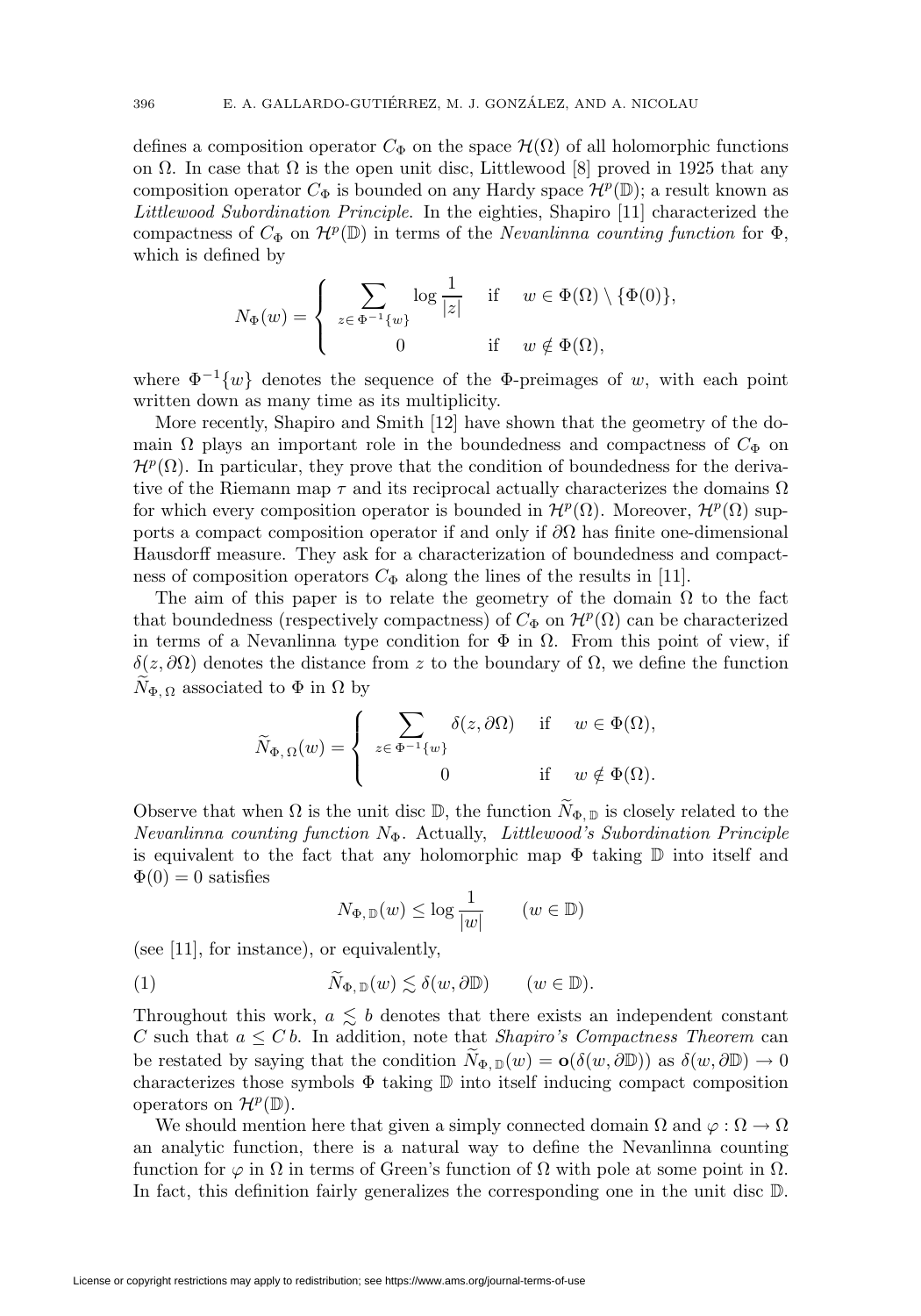defines a composition operator $C_\Phi$ on the space $\mathcal{H}(\Omega)$ of all holomorphic functions on $\Omega$. In case that $\Omega$ is the open unit disc, Littlewood [8] proved in 1925 that any composition operator $C_\Phi$ is bounded on any Hardy space $\mathcal{H}^p(\mathbb{D})$; a result known as *Littlewood Subordination Principle*. In the eighties, Shapiro [11] characterized the compactness of $C_\Phi$ on $\mathcal{H}^p(\mathbb{D})$ in terms of the *Nevanlinna counting function* for $\Phi$, which is defined by

$$N_\Phi(w) = \begin{cases} \displaystyle\sum_{z \in \Phi^{-1}\{w\}} \log \frac{1}{|z|} & \text{if} \quad w \in \Phi(\Omega) \setminus \{\Phi(0)\}, \\ 0 & \text{if} \quad w \notin \Phi(\Omega), \end{cases}$$

where $\Phi^{-1}\{w\}$ denotes the sequence of the $\Phi$-preimages of $w$, with each point written down as many time as its multiplicity.

More recently, Shapiro and Smith [12] have shown that the geometry of the domain $\Omega$ plays an important role in the boundedness and compactness of $C_\Phi$ on $\mathcal{H}^p(\Omega)$. In particular, they prove that the condition of boundedness for the derivative of the Riemann map $\tau$ and its reciprocal actually characterizes the domains $\Omega$ for which every composition operator is bounded in $\mathcal{H}^p(\Omega)$. Moreover, $\mathcal{H}^p(\Omega)$ supports a compact composition operator if and only if $\partial\Omega$ has finite one-dimensional Hausdorff measure. They ask for a characterization of boundedness and compactness of composition operators $C_\Phi$ along the lines of the results in [11].

The aim of this paper is to relate the geometry of the domain $\Omega$ to the fact that boundedness (respectively compactness) of $C_\Phi$ on $\mathcal{H}^p(\Omega)$ can be characterized in terms of a Nevanlinna type condition for $\Phi$ in $\Omega$. From this point of view, if $\delta(z, \partial\Omega)$ denotes the distance from $z$ to the boundary of $\Omega$, we define the function $\widetilde{N}_{\Phi,\,\Omega}$ associated to $\Phi$ in $\Omega$ by

$$\widetilde{N}_{\Phi,\,\Omega}(w) = \begin{cases} \displaystyle\sum_{z \in \Phi^{-1}\{w\}} \delta(z, \partial\Omega) & \text{if} \quad w \in \Phi(\Omega), \\ 0 & \text{if} \quad w \notin \Phi(\Omega). \end{cases}$$

Observe that when $\Omega$ is the unit disc $\mathbb{D}$, the function $\widetilde{N}_{\Phi,\,\mathbb{D}}$ is closely related to the *Nevanlinna counting function* $N_\Phi$. Actually, *Littlewood's Subordination Principle* is equivalent to the fact that any holomorphic map $\Phi$ taking $\mathbb{D}$ into itself and $\Phi(0) = 0$ satisfies

$$N_{\Phi,\,\mathbb{D}}(w) \leq \log \frac{1}{|w|} \qquad (w \in \mathbb{D})$$

(see [11], for instance), or equivalently,

$$\widetilde{N}_{\Phi,\,\mathbb{D}}(w) \lesssim \delta(w, \partial\mathbb{D}) \qquad (w \in \mathbb{D}). \tag{1}$$

Throughout this work, $a \lesssim b$ denotes that there exists an independent constant $C$ such that $a \leq C\,b$. In addition, note that *Shapiro's Compactness Theorem* can be restated by saying that the condition $\widetilde{N}_{\Phi,\,\mathbb{D}}(w) = \mathbf{o}(\delta(w, \partial\mathbb{D}))$ as $\delta(w, \partial\mathbb{D}) \to 0$ characterizes those symbols $\Phi$ taking $\mathbb{D}$ into itself inducing compact composition operators on $\mathcal{H}^p(\mathbb{D})$.

We should mention here that given a simply connected domain $\Omega$ and $\varphi : \Omega \to \Omega$ an analytic function, there is a natural way to define the Nevanlinna counting function for $\varphi$ in $\Omega$ in terms of Green's function of $\Omega$ with pole at some point in $\Omega$. In fact, this definition fairly generalizes the corresponding one in the unit disc $\mathbb{D}$.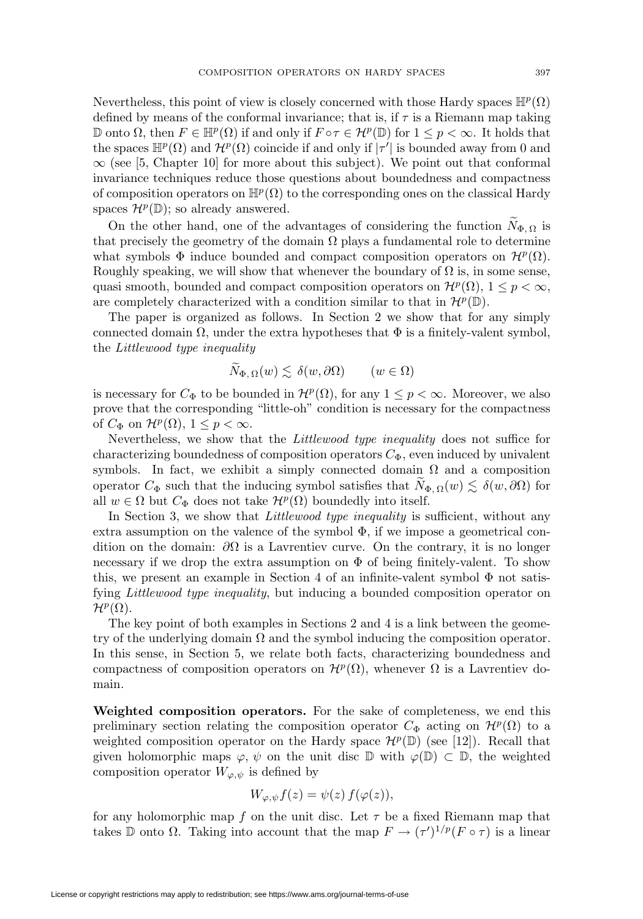Nevertheless, this point of view is closely concerned with those Hardy spaces $\mathbb{H}^p(\Omega)$ defined by means of the conformal invariance; that is, if $\tau$ is a Riemann map taking $\mathbb{D}$ onto $\Omega$, then $F \in \mathbb{H}^p(\Omega)$ if and only if $F \circ \tau \in \mathcal{H}^p(\mathbb{D})$ for $1 \leq p < \infty$. It holds that the spaces $\mathbb{H}^p(\Omega)$ and $\mathcal{H}^p(\Omega)$ coincide if and only if $|\tau'|$ is bounded away from 0 and $\infty$ (see [5, Chapter 10] for more about this subject). We point out that conformal invariance techniques reduce those questions about boundedness and compactness of composition operators on $\mathbb{H}^p(\Omega)$ to the corresponding ones on the classical Hardy spaces $\mathcal{H}^p(\mathbb{D})$; so already answered.

On the other hand, one of the advantages of considering the function $\widetilde{N}_{\Phi,\,\Omega}$ is that precisely the geometry of the domain $\Omega$ plays a fundamental role to determine what symbols $\Phi$ induce bounded and compact composition operators on $\mathcal{H}^p(\Omega)$. Roughly speaking, we will show that whenever the boundary of $\Omega$ is, in some sense, quasi smooth, bounded and compact composition operators on $\mathcal{H}^p(\Omega)$, $1 \leq p < \infty$, are completely characterized with a condition similar to that in $\mathcal{H}^p(\mathbb{D})$.

The paper is organized as follows. In Section 2 we show that for any simply connected domain $\Omega$, under the extra hypotheses that $\Phi$ is a finitely-valent symbol, the *Littlewood type inequality*

$$\widetilde{N}_{\Phi,\,\Omega}(w) \lesssim \delta(w, \partial\Omega) \qquad (w \in \Omega)$$

is necessary for $C_\Phi$ to be bounded in $\mathcal{H}^p(\Omega)$, for any $1 \leq p < \infty$. Moreover, we also prove that the corresponding "little-oh" condition is necessary for the compactness of $C_\Phi$ on $\mathcal{H}^p(\Omega)$, $1 \leq p < \infty$.

Nevertheless, we show that the *Littlewood type inequality* does not suffice for characterizing boundedness of composition operators $C_\Phi$, even induced by univalent symbols. In fact, we exhibit a simply connected domain $\Omega$ and a composition operator $C_\Phi$ such that the inducing symbol satisfies that $\widetilde{N}_{\Phi,\,\Omega}(w) \lesssim \delta(w, \partial\Omega)$ for all $w \in \Omega$ but $C_\Phi$ does not take $\mathcal{H}^p(\Omega)$ boundedly into itself.

In Section 3, we show that *Littlewood type inequality* is sufficient, without any extra assumption on the valence of the symbol $\Phi$, if we impose a geometrical condition on the domain: $\partial\Omega$ is a Lavrentiev curve. On the contrary, it is no longer necessary if we drop the extra assumption on $\Phi$ of being finitely-valent. To show this, we present an example in Section 4 of an infinite-valent symbol $\Phi$ not satisfying *Littlewood type inequality*, but inducing a bounded composition operator on $\mathcal{H}^p(\Omega)$.

The key point of both examples in Sections 2 and 4 is a link between the geometry of the underlying domain $\Omega$ and the symbol inducing the composition operator. In this sense, in Section 5, we relate both facts, characterizing boundedness and compactness of composition operators on $\mathcal{H}^p(\Omega)$, whenever $\Omega$ is a Lavrentiev domain.

**Weighted composition operators.** For the sake of completeness, we end this preliminary section relating the composition operator $C_\Phi$ acting on $\mathcal{H}^p(\Omega)$ to a weighted composition operator on the Hardy space $\mathcal{H}^p(\mathbb{D})$ (see [12]). Recall that given holomorphic maps $\varphi$, $\psi$ on the unit disc $\mathbb{D}$ with $\varphi(\mathbb{D}) \subset \mathbb{D}$, the weighted composition operator $W_{\varphi,\psi}$ is defined by

$$W_{\varphi,\psi} f(z) = \psi(z)\, f(\varphi(z)),$$

for any holomorphic map $f$ on the unit disc. Let $\tau$ be a fixed Riemann map that takes $\mathbb{D}$ onto $\Omega$. Taking into account that the map $F \to (\tau')^{1/p}(F \circ \tau)$ is a linear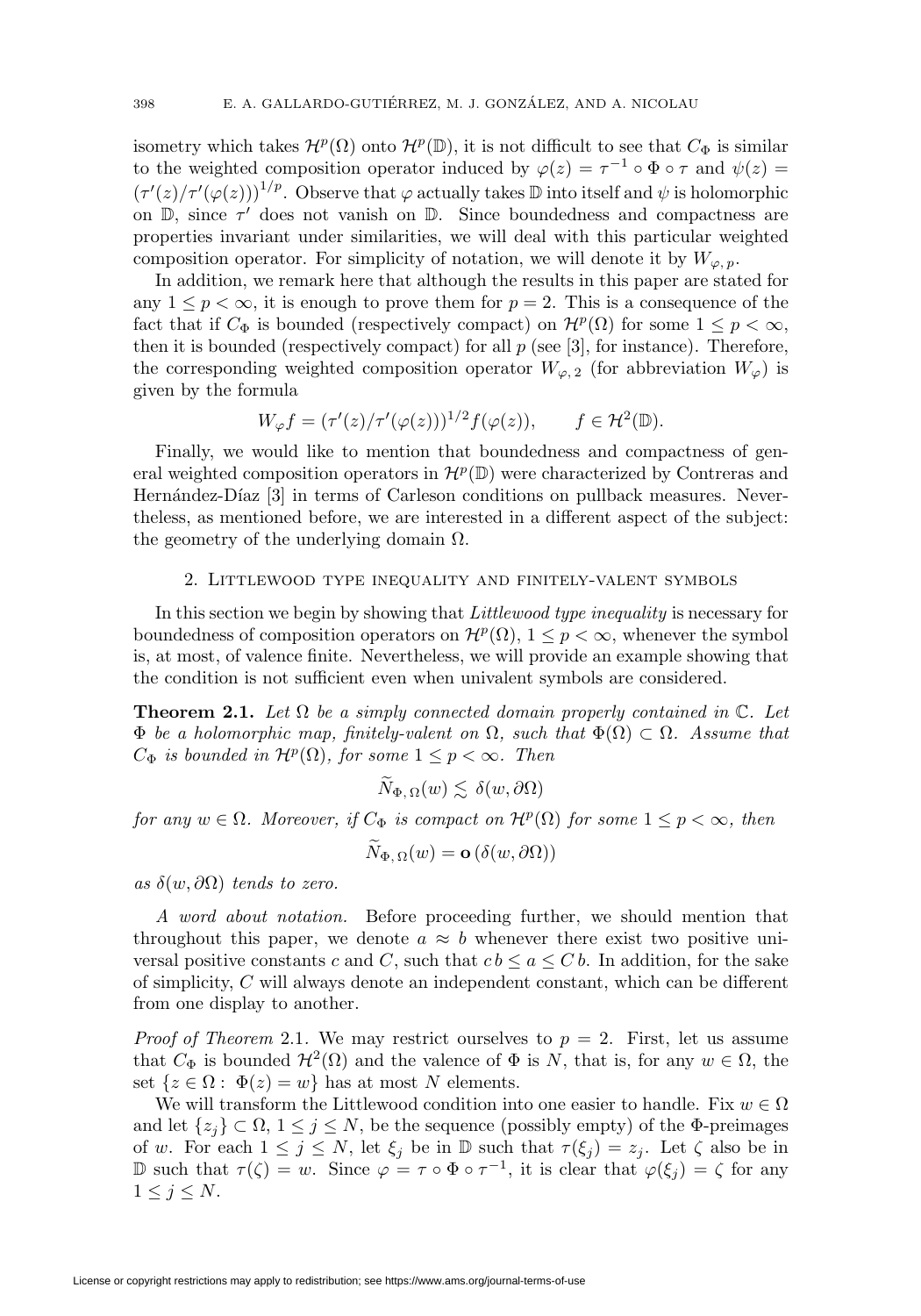isometry which takes $\mathcal{H}^p(\Omega)$ onto $\mathcal{H}^p(\mathbb{D})$, it is not difficult to see that $C_\Phi$ is similar to the weighted composition operator induced by $\varphi(z) = \tau^{-1} \circ \Phi \circ \tau$ and $\psi(z) = (\tau'(z)/\tau'(\varphi(z)))^{1/p}$. Observe that $\varphi$ actually takes $\mathbb{D}$ into itself and $\psi$ is holomorphic on $\mathbb{D}$, since $\tau'$ does not vanish on $\mathbb{D}$. Since boundedness and compactness are properties invariant under similarities, we will deal with this particular weighted composition operator. For simplicity of notation, we will denote it by $W_{\varphi,\,p}$.

In addition, we remark here that although the results in this paper are stated for any $1 \leq p < \infty$, it is enough to prove them for $p = 2$. This is a consequence of the fact that if $C_\Phi$ is bounded (respectively compact) on $\mathcal{H}^p(\Omega)$ for some $1 \leq p < \infty$, then it is bounded (respectively compact) for all $p$ (see [3], for instance). Therefore, the corresponding weighted composition operator $W_{\varphi,\,2}$ (for abbreviation $W_\varphi$) is given by the formula

$$W_\varphi f = (\tau'(z)/\tau'(\varphi(z)))^{1/2} f(\varphi(z)), \qquad f \in \mathcal{H}^2(\mathbb{D}).$$

Finally, we would like to mention that boundedness and compactness of general weighted composition operators in $\mathcal{H}^p(\mathbb{D})$ were characterized by Contreras and Hernández-Díaz [3] in terms of Carleson conditions on pullback measures. Nevertheless, as mentioned before, we are interested in a different aspect of the subject: the geometry of the underlying domain $\Omega$.

## 2. Littlewood type inequality and finitely-valent symbols

In this section we begin by showing that *Littlewood type inequality* is necessary for boundedness of composition operators on $\mathcal{H}^p(\Omega)$, $1 \leq p < \infty$, whenever the symbol is, at most, of valence finite. Nevertheless, we will provide an example showing that the condition is not sufficient even when univalent symbols are considered.

**Theorem 2.1.** *Let $\Omega$ be a simply connected domain properly contained in $\mathbb{C}$. Let $\Phi$ be a holomorphic map, finitely-valent on $\Omega$, such that $\Phi(\Omega) \subset \Omega$. Assume that $C_\Phi$ is bounded in $\mathcal{H}^p(\Omega)$, for some $1 \leq p < \infty$. Then*

$$\widetilde{N}_{\Phi,\,\Omega}(w) \lesssim \delta(w, \partial\Omega)$$

*for any $w \in \Omega$. Moreover, if $C_\Phi$ is compact on $\mathcal{H}^p(\Omega)$ for some $1 \leq p < \infty$, then*

$$\widetilde{N}_{\Phi,\,\Omega}(w) = \mathbf{o}\left(\delta(w, \partial\Omega)\right)$$

*as $\delta(w, \partial\Omega)$ tends to zero.*

*A word about notation.* Before proceeding further, we should mention that throughout this paper, we denote $a \approx b$ whenever there exist two positive universal positive constants $c$ and $C$, such that $c\, b \leq a \leq C\, b$. In addition, for the sake of simplicity, $C$ will always denote an independent constant, which can be different from one display to another.

*Proof of Theorem* 2.1. We may restrict ourselves to $p = 2$. First, let us assume that $C_\Phi$ is bounded $\mathcal{H}^2(\Omega)$ and the valence of $\Phi$ is $N$, that is, for any $w \in \Omega$, the set $\{z \in \Omega :\ \Phi(z) = w\}$ has at most $N$ elements.

We will transform the Littlewood condition into one easier to handle. Fix $w \in \Omega$ and let $\{z_j\} \subset \Omega$, $1 \leq j \leq N$, be the sequence (possibly empty) of the $\Phi$-preimages of $w$. For each $1 \leq j \leq N$, let $\xi_j$ be in $\mathbb{D}$ such that $\tau(\xi_j) = z_j$. Let $\zeta$ also be in $\mathbb{D}$ such that $\tau(\zeta) = w$. Since $\varphi = \tau \circ \Phi \circ \tau^{-1}$, it is clear that $\varphi(\xi_j) = \zeta$ for any $1 \leq j \leq N$.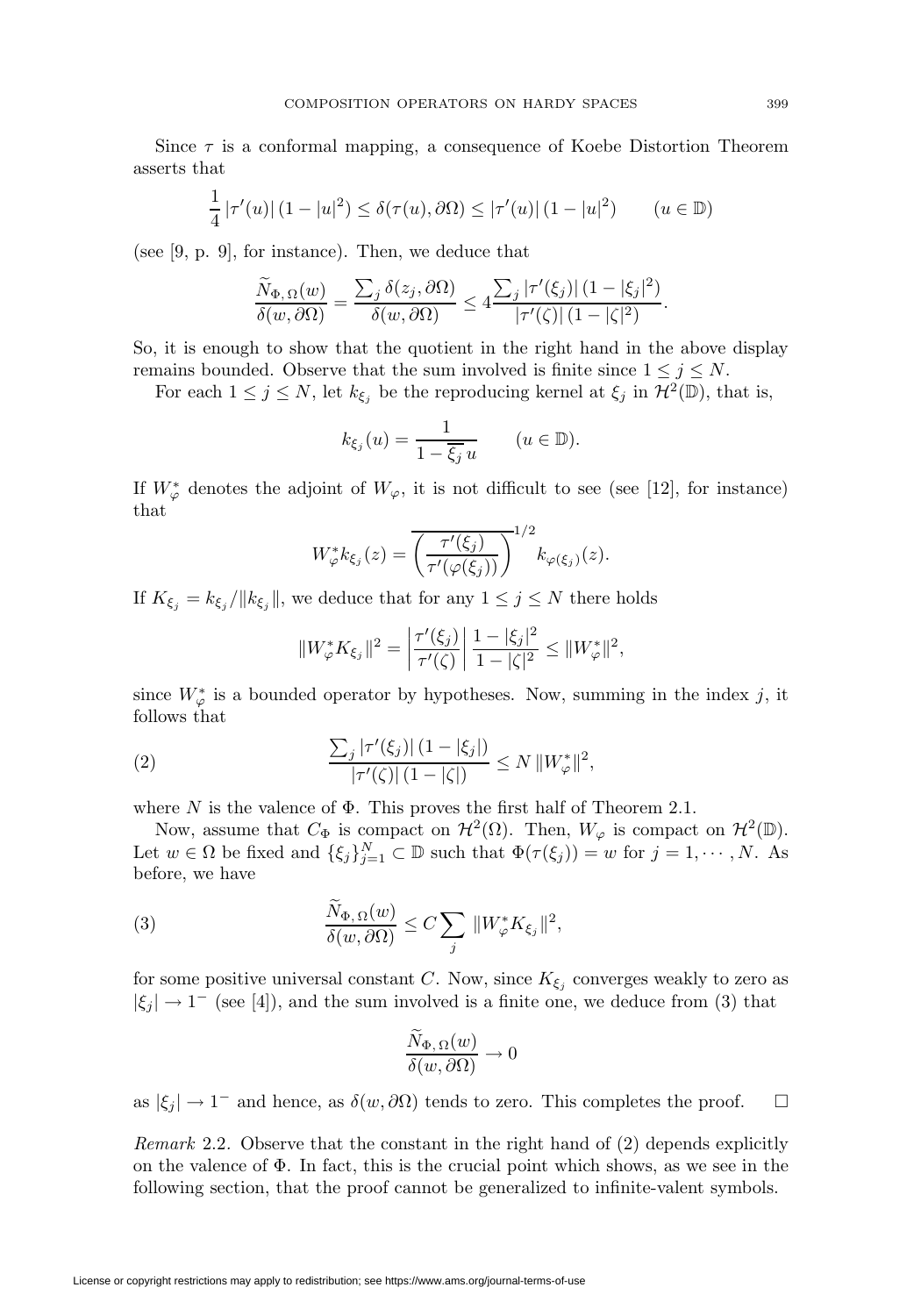Since $\tau$ is a conformal mapping, a consequence of Koebe Distortion Theorem asserts that

$$\frac{1}{4}\,|\tau'(u)|\,(1-|u|^2) \le \delta(\tau(u),\partial\Omega) \le |\tau'(u)|\,(1-|u|^2) \qquad (u\in\mathbb{D})$$

(see [9, p. 9], for instance). Then, we deduce that

$$\frac{\widetilde{N}_{\Phi,\,\Omega}(w)}{\delta(w,\partial\Omega)} = \frac{\sum_j \delta(z_j,\partial\Omega)}{\delta(w,\partial\Omega)} \le 4\frac{\sum_j |\tau'(\xi_j)|\,(1-|\xi_j|^2)}{|\tau'(\zeta)|\,(1-|\zeta|^2)}.$$

So, it is enough to show that the quotient in the right hand in the above display remains bounded. Observe that the sum involved is finite since $1\le j\le N$.

For each $1\le j\le N$, let $k_{\xi_j}$ be the reproducing kernel at $\xi_j$ in $\mathcal{H}^2(\mathbb{D})$, that is,

$$k_{\xi_j}(u) = \frac{1}{1-\overline{\xi_j}\,u} \qquad (u\in\mathbb{D}).$$

If $W_\varphi^*$ denotes the adjoint of $W_\varphi$, it is not difficult to see (see [12], for instance) that

$$W_\varphi^* k_{\xi_j}(z) = \overline{\left(\frac{\tau'(\xi_j)}{\tau'(\varphi(\xi_j))}\right)^{1/2}}\, k_{\varphi(\xi_j)}(z).$$

If $K_{\xi_j} = k_{\xi_j}/\|k_{\xi_j}\|$, we deduce that for any $1\le j\le N$ there holds

$$\|W_\varphi^* K_{\xi_j}\|^2 = \left|\frac{\tau'(\xi_j)}{\tau'(\zeta)}\right| \frac{1-|\xi_j|^2}{1-|\zeta|^2} \le \|W_\varphi^*\|^2,$$

since $W_\varphi^*$ is a bounded operator by hypotheses. Now, summing in the index $j$, it follows that

$$\frac{\sum_j |\tau'(\xi_j)|\,(1-|\xi_j|)}{|\tau'(\zeta)|\,(1-|\zeta|)} \le N\,\|W_\varphi^*\|^2, \tag{2}$$

where $N$ is the valence of $\Phi$. This proves the first half of Theorem 2.1.

Now, assume that $C_\Phi$ is compact on $\mathcal{H}^2(\Omega)$. Then, $W_\varphi$ is compact on $\mathcal{H}^2(\mathbb{D})$. Let $w\in\Omega$ be fixed and $\{\xi_j\}_{j=1}^N\subset\mathbb{D}$ such that $\Phi(\tau(\xi_j))=w$ for $j=1,\cdots,N$. As before, we have

$$\frac{\widetilde{N}_{\Phi,\,\Omega}(w)}{\delta(w,\partial\Omega)} \le C\sum_j\,\|W_\varphi^* K_{\xi_j}\|^2, \tag{3}$$

for some positive universal constant $C$. Now, since $K_{\xi_j}$ converges weakly to zero as $|\xi_j|\to 1^-$ (see [4]), and the sum involved is a finite one, we deduce from (3) that

$$\frac{\widetilde{N}_{\Phi,\,\Omega}(w)}{\delta(w,\partial\Omega)} \to 0$$

as $|\xi_j|\to 1^-$ and hence, as $\delta(w,\partial\Omega)$ tends to zero. This completes the proof. $\square$

*Remark* 2.2. Observe that the constant in the right hand of (2) depends explicitly on the valence of $\Phi$. In fact, this is the crucial point which shows, as we see in the following section, that the proof cannot be generalized to infinite-valent symbols.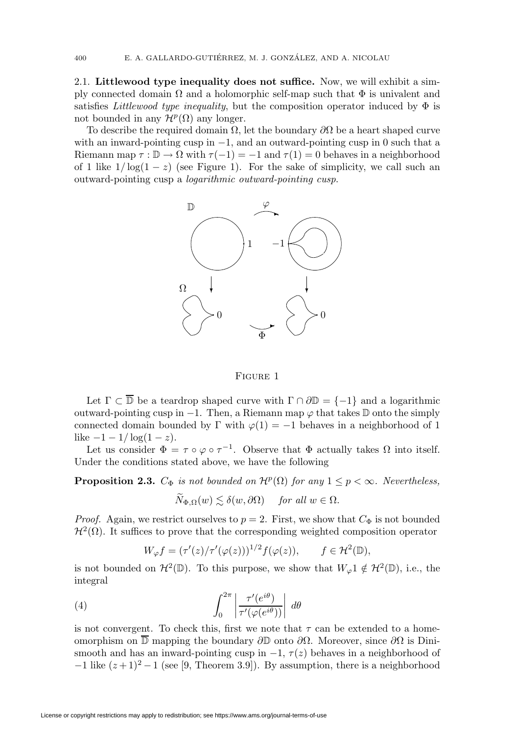2.1. **Littlewood type inequality does not suffice.** Now, we will exhibit a simply connected domain $\Omega$ and a holomorphic self-map such that $\Phi$ is univalent and satisfies *Littlewood type inequality*, but the composition operator induced by $\Phi$ is not bounded in any $\mathcal{H}^p(\Omega)$ any longer.

To describe the required domain $\Omega$, let the boundary $\partial\Omega$ be a heart shaped curve with an inward-pointing cusp in $-1$, and an outward-pointing cusp in 0 such that a Riemann map $\tau : \mathbb{D} \to \Omega$ with $\tau(-1) = -1$ and $\tau(1) = 0$ behaves in a neighborhood of 1 like $1/\log(1-z)$ (see Figure 1). For the sake of simplicity, we call such an outward-pointing cusp a *logarithmic outward-pointing cusp*.

Figure 1

Let $\Gamma \subset \overline{\mathbb{D}}$ be a teardrop shaped curve with $\Gamma \cap \partial\mathbb{D} = \{-1\}$ and a logarithmic outward-pointing cusp in $-1$. Then, a Riemann map $\varphi$ that takes $\mathbb{D}$ onto the simply connected domain bounded by $\Gamma$ with $\varphi(1) = -1$ behaves in a neighborhood of 1 like $-1 - 1/\log(1-z)$.

Let us consider $\Phi = \tau \circ \varphi \circ \tau^{-1}$. Observe that $\Phi$ actually takes $\Omega$ into itself. Under the conditions stated above, we have the following

**Proposition 2.3.** *$C_\Phi$ is not bounded on $\mathcal{H}^p(\Omega)$ for any $1 \leq p < \infty$. Nevertheless,*

$$\widetilde{N}_{\Phi,\Omega}(w) \lesssim \delta(w, \partial\Omega) \quad \textit{for all } w \in \Omega.$$

*Proof.* Again, we restrict ourselves to $p = 2$. First, we show that $C_\Phi$ is not bounded $\mathcal{H}^2(\Omega)$. It suffices to prove that the corresponding weighted composition operator

$$W_\varphi f = (\tau'(z)/\tau'(\varphi(z)))^{1/2} f(\varphi(z)), \qquad f \in \mathcal{H}^2(\mathbb{D}),$$

is not bounded on $\mathcal{H}^2(\mathbb{D})$. To this purpose, we show that $W_\varphi 1 \notin \mathcal{H}^2(\mathbb{D})$, i.e., the integral

$$\int_0^{2\pi} \left| \frac{\tau'(e^{i\theta})}{\tau'(\varphi(e^{i\theta}))} \right| \, d\theta \tag{4}$$

is not convergent. To check this, first we note that $\tau$ can be extended to a homeomorphism on $\overline{\mathbb{D}}$ mapping the boundary $\partial\mathbb{D}$ onto $\partial\Omega$. Moreover, since $\partial\Omega$ is Dini-smooth and has an inward-pointing cusp in $-1$, $\tau(z)$ behaves in a neighborhood of $-1$ like $(z+1)^2 - 1$ (see [9, Theorem 3.9]). By assumption, there is a neighborhood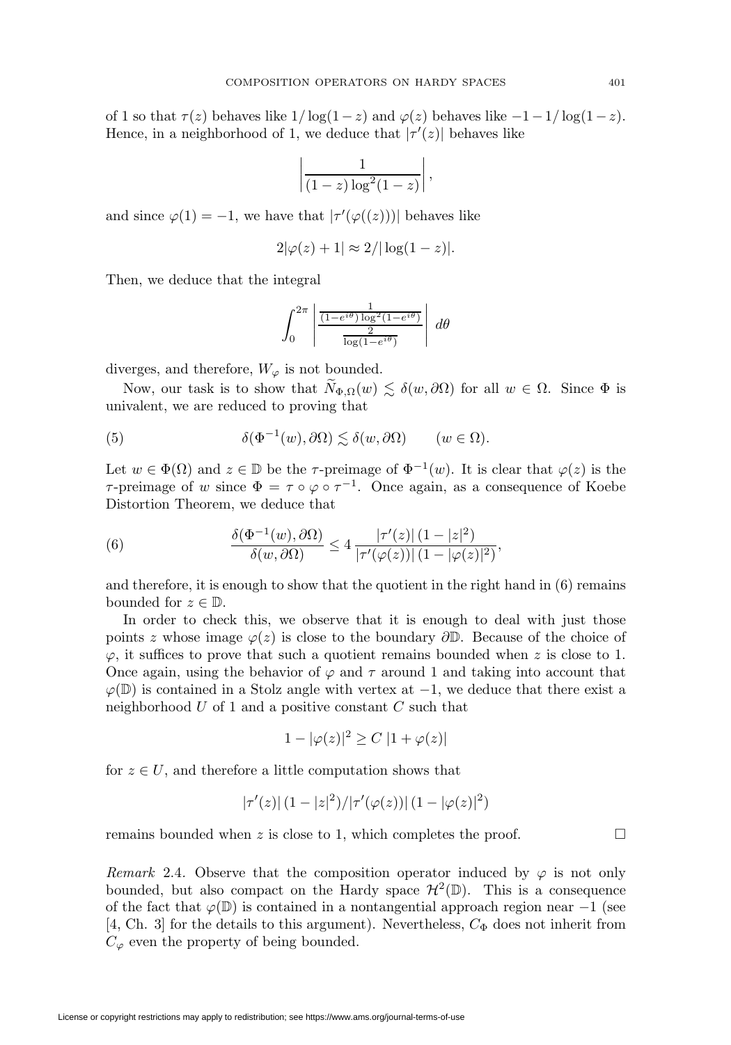of 1 so that $\tau(z)$ behaves like $1/\log(1-z)$ and $\varphi(z)$ behaves like $-1-1/\log(1-z)$. Hence, in a neighborhood of 1, we deduce that $|\tau'(z)|$ behaves like

$$\left|\frac{1}{(1-z)\log^2(1-z)}\right|,$$

and since $\varphi(1) = -1$, we have that $|\tau'(\varphi((z)))|$ behaves like

$$2|\varphi(z)+1| \approx 2/|\log(1-z)|.$$

Then, we deduce that the integral

$$\int_0^{2\pi} \left| \frac{\frac{1}{(1-e^{i\theta})\log^2(1-e^{i\theta})}}{\frac{2}{\log(1-e^{i\theta})}} \right| \, d\theta$$

diverges, and therefore, $W_\varphi$ is not bounded.

Now, our task is to show that $\widetilde{N}_{\Phi,\Omega}(w) \lesssim \delta(w, \partial\Omega)$ for all $w \in \Omega$. Since $\Phi$ is univalent, we are reduced to proving that

$$\delta(\Phi^{-1}(w), \partial\Omega) \lesssim \delta(w, \partial\Omega) \qquad (w \in \Omega). \tag{5}$$

Let $w \in \Phi(\Omega)$ and $z \in \mathbb{D}$ be the $\tau$-preimage of $\Phi^{-1}(w)$. It is clear that $\varphi(z)$ is the $\tau$-preimage of $w$ since $\Phi = \tau \circ \varphi \circ \tau^{-1}$. Once again, as a consequence of Koebe Distortion Theorem, we deduce that

$$\frac{\delta(\Phi^{-1}(w), \partial\Omega)}{\delta(w, \partial\Omega)} \leq 4\, \frac{|\tau'(z)|\,(1-|z|^2)}{|\tau'(\varphi(z))|\,(1-|\varphi(z)|^2)}, \tag{6}$$

and therefore, it is enough to show that the quotient in the right hand in (6) remains bounded for $z \in \mathbb{D}$.

In order to check this, we observe that it is enough to deal with just those points $z$ whose image $\varphi(z)$ is close to the boundary $\partial\mathbb{D}$. Because of the choice of $\varphi$, it suffices to prove that such a quotient remains bounded when $z$ is close to 1. Once again, using the behavior of $\varphi$ and $\tau$ around 1 and taking into account that $\varphi(\mathbb{D})$ is contained in a Stolz angle with vertex at $-1$, we deduce that there exist a neighborhood $U$ of 1 and a positive constant $C$ such that

$$1 - |\varphi(z)|^2 \geq C\, |1 + \varphi(z)|$$

for $z \in U$, and therefore a little computation shows that

$$|\tau'(z)|\,(1-|z|^2)/|\tau'(\varphi(z))|\,(1-|\varphi(z)|^2)$$

remains bounded when $z$ is close to 1, which completes the proof. □

*Remark* 2.4. Observe that the composition operator induced by $\varphi$ is not only bounded, but also compact on the Hardy space $\mathcal{H}^2(\mathbb{D})$. This is a consequence of the fact that $\varphi(\mathbb{D})$ is contained in a nontangential approach region near $-1$ (see [4, Ch. 3] for the details to this argument). Nevertheless, $C_\Phi$ does not inherit from $C_\varphi$ even the property of being bounded.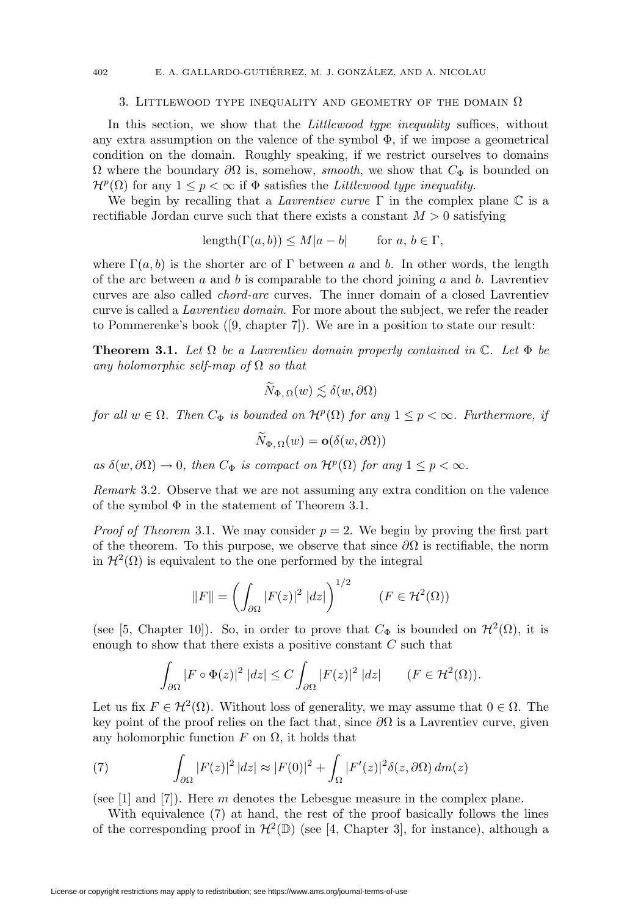## 3. Littlewood type inequality and geometry of the domain $\Omega$

In this section, we show that the *Littlewood type inequality* suffices, without any extra assumption on the valence of the symbol $\Phi$, if we impose a geometrical condition on the domain. Roughly speaking, if we restrict ourselves to domains $\Omega$ where the boundary $\partial\Omega$ is, somehow, *smooth*, we show that $C_\Phi$ is bounded on $\mathcal{H}^p(\Omega)$ for any $1 \leq p < \infty$ if $\Phi$ satisfies the *Littlewood type inequality*.

We begin by recalling that a *Lavrentiev curve* $\Gamma$ in the complex plane $\mathbb{C}$ is a rectifiable Jordan curve such that there exists a constant $M > 0$ satisfying

$$\operatorname{length}(\Gamma(a,b)) \leq M|a-b| \qquad \text{for } a,\, b \in \Gamma,$$

where $\Gamma(a,b)$ is the shorter arc of $\Gamma$ between $a$ and $b$. In other words, the length of the arc between $a$ and $b$ is comparable to the chord joining $a$ and $b$. Lavrentiev curves are also called *chord-arc* curves. The inner domain of a closed Lavrentiev curve is called a *Lavrentiev domain*. For more about the subject, we refer the reader to Pommerenke's book ([9, chapter 7]). We are in a position to state our result:

**Theorem 3.1.** *Let $\Omega$ be a Lavrentiev domain properly contained in $\mathbb{C}$. Let $\Phi$ be any holomorphic self-map of $\Omega$ so that*

$$\widetilde{N}_{\Phi,\,\Omega}(w) \lesssim \delta(w, \partial\Omega)$$

*for all $w \in \Omega$. Then $C_\Phi$ is bounded on $\mathcal{H}^p(\Omega)$ for any $1 \leq p < \infty$. Furthermore, if*

$$\widetilde{N}_{\Phi,\,\Omega}(w) = \mathbf{o}(\delta(w, \partial\Omega))$$

*as $\delta(w, \partial\Omega) \to 0$, then $C_\Phi$ is compact on $\mathcal{H}^p(\Omega)$ for any $1 \leq p < \infty$.*

*Remark* 3.2. Observe that we are not assuming any extra condition on the valence of the symbol $\Phi$ in the statement of Theorem 3.1.

*Proof of Theorem* 3.1. We may consider $p = 2$. We begin by proving the first part of the theorem. To this purpose, we observe that since $\partial\Omega$ is rectifiable, the norm in $\mathcal{H}^2(\Omega)$ is equivalent to the one performed by the integral

$$\|F\| = \left( \int_{\partial\Omega} |F(z)|^2 \, |dz| \right)^{1/2} \qquad (F \in \mathcal{H}^2(\Omega))$$

(see [5, Chapter 10]). So, in order to prove that $C_\Phi$ is bounded on $\mathcal{H}^2(\Omega)$, it is enough to show that there exists a positive constant $C$ such that

$$\int_{\partial\Omega} |F \circ \Phi(z)|^2 \, |dz| \leq C \int_{\partial\Omega} |F(z)|^2 \, |dz| \qquad (F \in \mathcal{H}^2(\Omega)).$$

Let us fix $F \in \mathcal{H}^2(\Omega)$. Without loss of generality, we may assume that $0 \in \Omega$. The key point of the proof relies on the fact that, since $\partial\Omega$ is a Lavrentiev curve, given any holomorphic function $F$ on $\Omega$, it holds that

$$\int_{\partial\Omega} |F(z)|^2 \, |dz| \approx |F(0)|^2 + \int_{\Omega} |F'(z)|^2 \delta(z, \partial\Omega) \, dm(z) \tag{7}$$

(see [1] and [7]). Here $m$ denotes the Lebesgue measure in the complex plane.

With equivalence (7) at hand, the rest of the proof basically follows the lines of the corresponding proof in $\mathcal{H}^2(\mathbb{D})$ (see [4, Chapter 3], for instance), although a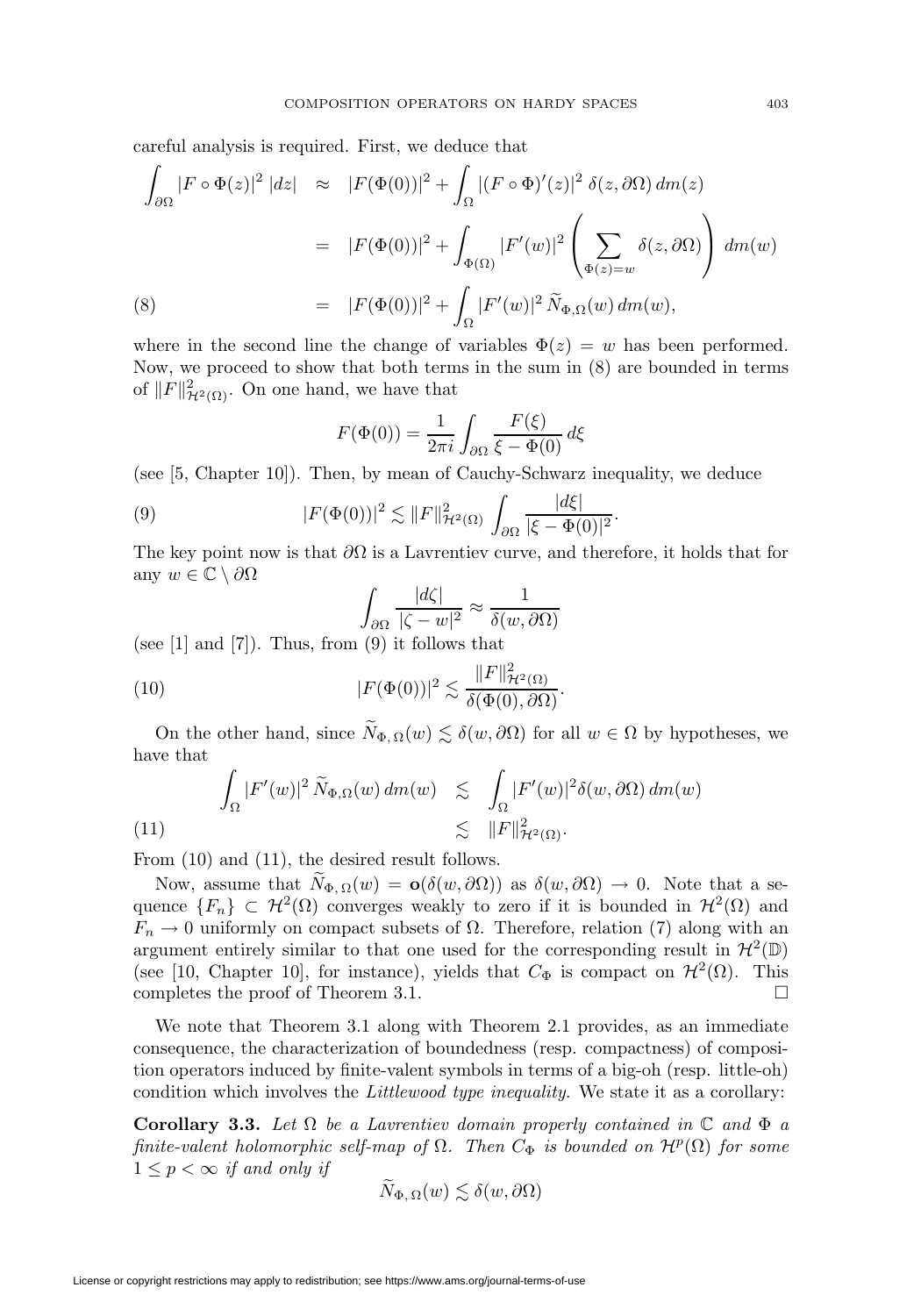careful analysis is required. First, we deduce that

$$
\begin{aligned}
\int_{\partial\Omega} |F\circ\Phi(z)|^2 \, |dz| &\approx |F(\Phi(0))|^2 + \int_{\Omega} |(F\circ\Phi)'(z)|^2 \, \delta(z,\partial\Omega)\, dm(z) \\
&= |F(\Phi(0))|^2 + \int_{\Phi(\Omega)} |F'(w)|^2 \left( \sum_{\Phi(z)=w} \delta(z,\partial\Omega) \right) dm(w) \\
&= |F(\Phi(0))|^2 + \int_{\Omega} |F'(w)|^2 \, \widetilde{N}_{\Phi,\Omega}(w)\, dm(w), \qquad (8)
\end{aligned}
$$

where in the second line the change of variables $\Phi(z) = w$ has been performed. Now, we proceed to show that both terms in the sum in (8) are bounded in terms of $\|F\|^2_{\mathcal{H}^2(\Omega)}$. On one hand, we have that

$$
F(\Phi(0)) = \frac{1}{2\pi i} \int_{\partial\Omega} \frac{F(\xi)}{\xi - \Phi(0)}\, d\xi
$$

(see [5, Chapter 10]). Then, by mean of Cauchy-Schwarz inequality, we deduce

$$
|F(\Phi(0))|^2 \lesssim \|F\|^2_{\mathcal{H}^2(\Omega)} \int_{\partial\Omega} \frac{|d\xi|}{|\xi - \Phi(0)|^2}. \qquad (9)
$$

The key point now is that $\partial\Omega$ is a Lavrentiev curve, and therefore, it holds that for any $w \in \mathbb{C}\setminus\partial\Omega$

$$
\int_{\partial\Omega} \frac{|d\zeta|}{|\zeta - w|^2} \approx \frac{1}{\delta(w,\partial\Omega)}
$$

(see [1] and [7]). Thus, from (9) it follows that

$$
|F(\Phi(0))|^2 \lesssim \frac{\|F\|^2_{\mathcal{H}^2(\Omega)}}{\delta(\Phi(0),\partial\Omega)}. \qquad (10)
$$

On the other hand, since $\widetilde{N}_{\Phi,\Omega}(w) \lesssim \delta(w,\partial\Omega)$ for all $w\in\Omega$ by hypotheses, we have that

$$
\begin{aligned}
\int_{\Omega} |F'(w)|^2 \, \widetilde{N}_{\Phi,\Omega}(w)\, dm(w) &\lesssim \int_{\Omega} |F'(w)|^2 \delta(w,\partial\Omega)\, dm(w) \\
&\lesssim \|F\|^2_{\mathcal{H}^2(\Omega)}. \qquad (11)
\end{aligned}
$$

From (10) and (11), the desired result follows.

Now, assume that $\widetilde{N}_{\Phi,\Omega}(w) = \mathbf{o}(\delta(w,\partial\Omega))$ as $\delta(w,\partial\Omega)\to 0$. Note that a sequence $\{F_n\}\subset\mathcal{H}^2(\Omega)$ converges weakly to zero if it is bounded in $\mathcal{H}^2(\Omega)$ and $F_n\to 0$ uniformly on compact subsets of $\Omega$. Therefore, relation (7) along with an argument entirely similar to that one used for the corresponding result in $\mathcal{H}^2(\mathbb{D})$ (see [10, Chapter 10], for instance), yields that $C_\Phi$ is compact on $\mathcal{H}^2(\Omega)$. This completes the proof of Theorem 3.1. $\square$

We note that Theorem 3.1 along with Theorem 2.1 provides, as an immediate consequence, the characterization of boundedness (resp. compactness) of composition operators induced by finite-valent symbols in terms of a big-oh (resp. little-oh) condition which involves the *Littlewood type inequality*. We state it as a corollary:

**Corollary 3.3.** *Let $\Omega$ be a Lavrentiev domain properly contained in $\mathbb{C}$ and $\Phi$ a finite-valent holomorphic self-map of $\Omega$. Then $C_\Phi$ is bounded on $\mathcal{H}^p(\Omega)$ for some $1\le p<\infty$ if and only if*

$$
\widetilde{N}_{\Phi,\Omega}(w) \lesssim \delta(w,\partial\Omega)
$$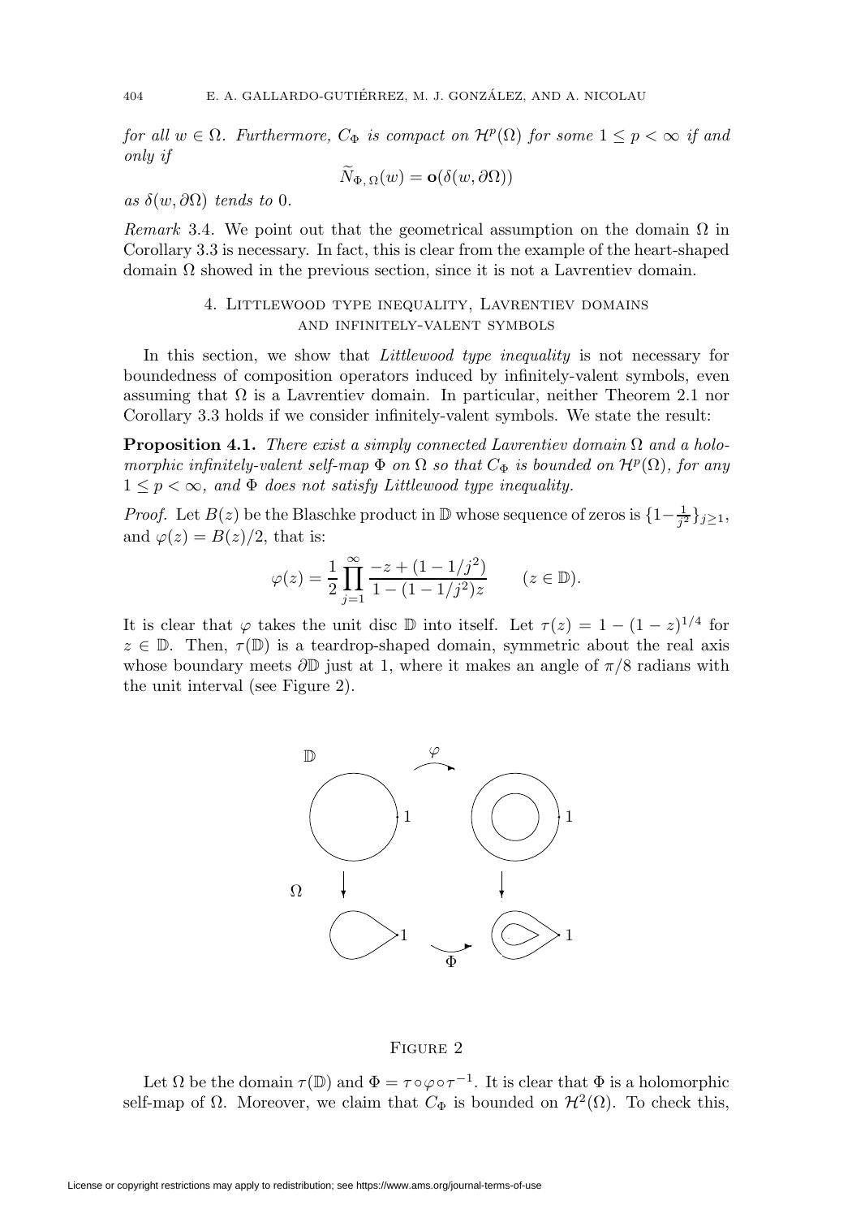*for all $w \in \Omega$. Furthermore, $C_\Phi$ is compact on $\mathcal{H}^p(\Omega)$ for some $1 \le p < \infty$ if and only if*

$$\widetilde{N}_{\Phi,\Omega}(w) = \mathbf{o}(\delta(w, \partial\Omega))$$

*as $\delta(w, \partial\Omega)$ tends to $0$.*

*Remark* 3.4. We point out that the geometrical assumption on the domain $\Omega$ in Corollary 3.3 is necessary. In fact, this is clear from the example of the heart-shaped domain $\Omega$ showed in the previous section, since it is not a Lavrentiev domain.

## 4. Littlewood type inequality, Lavrentiev domains and infinitely-valent symbols

In this section, we show that *Littlewood type inequality* is not necessary for boundedness of composition operators induced by infinitely-valent symbols, even assuming that $\Omega$ is a Lavrentiev domain. In particular, neither Theorem 2.1 nor Corollary 3.3 holds if we consider infinitely-valent symbols. We state the result:

**Proposition 4.1.** *There exist a simply connected Lavrentiev domain $\Omega$ and a holomorphic infinitely-valent self-map $\Phi$ on $\Omega$ so that $C_\Phi$ is bounded on $\mathcal{H}^p(\Omega)$, for any $1 \le p < \infty$, and $\Phi$ does not satisfy Littlewood type inequality.*

*Proof.* Let $B(z)$ be the Blaschke product in $\mathbb{D}$ whose sequence of zeros is $\{1-\frac{1}{j^2}\}_{j\ge 1}$, and $\varphi(z) = B(z)/2$, that is:

$$\varphi(z) = \frac{1}{2}\prod_{j=1}^{\infty} \frac{-z + (1 - 1/j^2)}{1 - (1 - 1/j^2)z} \qquad (z \in \mathbb{D}).$$

It is clear that $\varphi$ takes the unit disc $\mathbb{D}$ into itself. Let $\tau(z) = 1 - (1-z)^{1/4}$ for $z \in \mathbb{D}$. Then, $\tau(\mathbb{D})$ is a teardrop-shaped domain, symmetric about the real axis whose boundary meets $\partial\mathbb{D}$ just at 1, where it makes an angle of $\pi/8$ radians with the unit interval (see Figure 2).

Figure 2

Let $\Omega$ be the domain $\tau(\mathbb{D})$ and $\Phi = \tau \circ \varphi \circ \tau^{-1}$. It is clear that $\Phi$ is a holomorphic self-map of $\Omega$. Moreover, we claim that $C_\Phi$ is bounded on $\mathcal{H}^2(\Omega)$. To check this,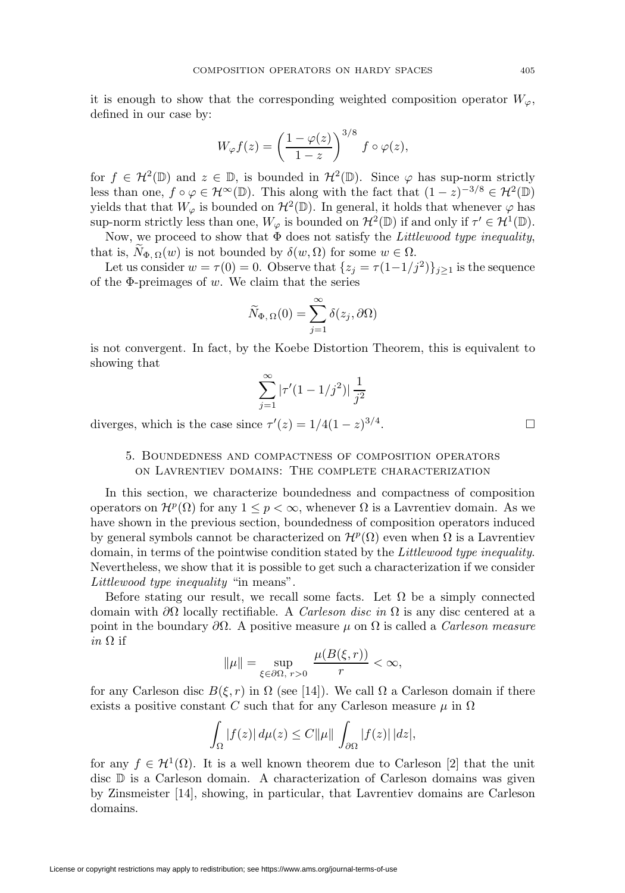it is enough to show that the corresponding weighted composition operator $W_\varphi$, defined in our case by:

$$W_\varphi f(z) = \left(\frac{1-\varphi(z)}{1-z}\right)^{3/8} f \circ \varphi(z),$$

for $f \in \mathcal{H}^2(\mathbb{D})$ and $z \in \mathbb{D}$, is bounded in $\mathcal{H}^2(\mathbb{D})$. Since $\varphi$ has sup-norm strictly less than one, $f \circ \varphi \in \mathcal{H}^\infty(\mathbb{D})$. This along with the fact that $(1-z)^{-3/8} \in \mathcal{H}^2(\mathbb{D})$ yields that that $W_\varphi$ is bounded on $\mathcal{H}^2(\mathbb{D})$. In general, it holds that whenever $\varphi$ has sup-norm strictly less than one, $W_\varphi$ is bounded on $\mathcal{H}^2(\mathbb{D})$ if and only if $\tau' \in \mathcal{H}^1(\mathbb{D})$.

Now, we proceed to show that $\Phi$ does not satisfy the *Littlewood type inequality*, that is, $\widetilde{N}_{\Phi,\Omega}(w)$ is not bounded by $\delta(w,\Omega)$ for some $w \in \Omega$.

Let us consider $w = \tau(0) = 0$. Observe that $\{z_j = \tau(1-1/j^2)\}_{j\geq 1}$ is the sequence of the $\Phi$-preimages of $w$. We claim that the series

$$\widetilde{N}_{\Phi,\Omega}(0) = \sum_{j=1}^{\infty} \delta(z_j, \partial\Omega)$$

is not convergent. In fact, by the Koebe Distortion Theorem, this is equivalent to showing that

$$\sum_{j=1}^{\infty} |\tau'(1-1/j^2)| \, \frac{1}{j^2}$$

diverges, which is the case since $\tau'(z) = 1/4(1-z)^{3/4}$. $\square$

## 5. Boundedness and compactness of composition operators on Lavrentiev domains: The complete characterization

In this section, we characterize boundedness and compactness of composition operators on $\mathcal{H}^p(\Omega)$ for any $1 \leq p < \infty$, whenever $\Omega$ is a Lavrentiev domain. As we have shown in the previous section, boundedness of composition operators induced by general symbols cannot be characterized on $\mathcal{H}^p(\Omega)$ even when $\Omega$ is a Lavrentiev domain, in terms of the pointwise condition stated by the *Littlewood type inequality*. Nevertheless, we show that it is possible to get such a characterization if we consider *Littlewood type inequality* "in means".

Before stating our result, we recall some facts. Let $\Omega$ be a simply connected domain with $\partial\Omega$ locally rectifiable. A *Carleson disc in* $\Omega$ is any disc centered at a point in the boundary $\partial\Omega$. A positive measure $\mu$ on $\Omega$ is called a *Carleson measure in* $\Omega$ if

$$\|\mu\| = \sup_{\xi\in\partial\Omega,\, r>0} \frac{\mu(B(\xi,r))}{r} < \infty,$$

for any Carleson disc $B(\xi,r)$ in $\Omega$ (see [14]). We call $\Omega$ a Carleson domain if there exists a positive constant $C$ such that for any Carleson measure $\mu$ in $\Omega$

$$\int_\Omega |f(z)|\, d\mu(z) \leq C\|\mu\| \int_{\partial\Omega} |f(z)|\, |dz|,$$

for any $f \in \mathcal{H}^1(\Omega)$. It is a well known theorem due to Carleson [2] that the unit disc $\mathbb{D}$ is a Carleson domain. A characterization of Carleson domains was given by Zinsmeister [14], showing, in particular, that Lavrentiev domains are Carleson domains.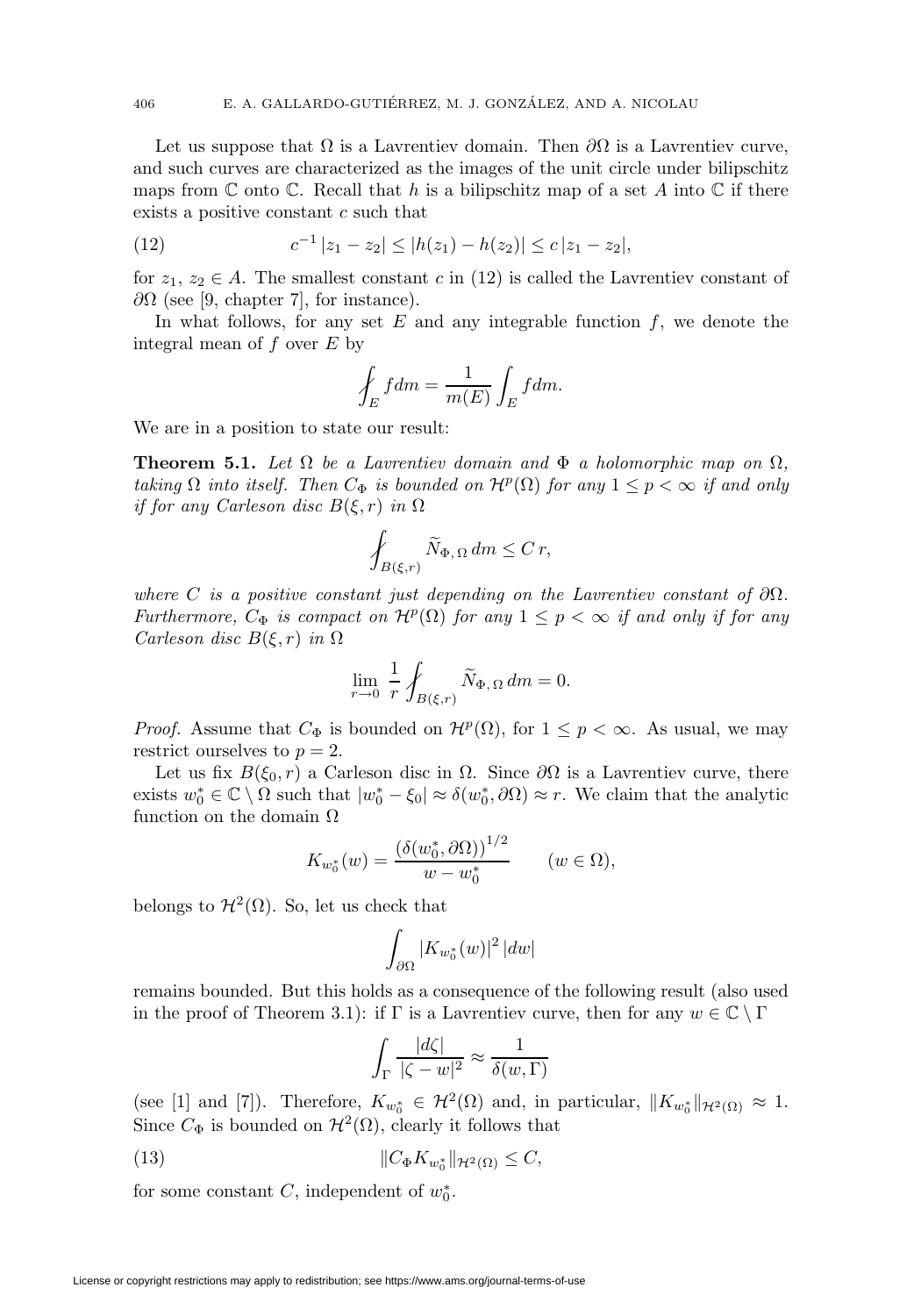Let us suppose that $\Omega$ is a Lavrentiev domain. Then $\partial\Omega$ is a Lavrentiev curve, and such curves are characterized as the images of the unit circle under bilipschitz maps from $\mathbb{C}$ onto $\mathbb{C}$. Recall that $h$ is a bilipschitz map of a set $A$ into $\mathbb{C}$ if there exists a positive constant $c$ such that

$$c^{-1}\,|z_1 - z_2| \le |h(z_1) - h(z_2)| \le c\,|z_1 - z_2|, \tag{12}$$

for $z_1,\, z_2 \in A$. The smallest constant $c$ in (12) is called the Lavrentiev constant of $\partial\Omega$ (see [9, chapter 7], for instance).

In what follows, for any set $E$ and any integrable function $f$, we denote the integral mean of $f$ over $E$ by

$$⨍_E f dm = \frac{1}{m(E)} \int_E f dm.$$

We are in a position to state our result:

**Theorem 5.1.** *Let $\Omega$ be a Lavrentiev domain and $\Phi$ a holomorphic map on $\Omega$, taking $\Omega$ into itself. Then $C_\Phi$ is bounded on $\mathcal{H}^p(\Omega)$ for any $1 \le p < \infty$ if and only if for any Carleson disc $B(\xi, r)$ in $\Omega$*

$$⨍_{B(\xi,r)} \widetilde{N}_{\Phi,\,\Omega}\, dm \le C\, r,$$

*where $C$ is a positive constant just depending on the Lavrentiev constant of $\partial\Omega$. Furthermore, $C_\Phi$ is compact on $\mathcal{H}^p(\Omega)$ for any $1 \le p < \infty$ if and only if for any Carleson disc $B(\xi, r)$ in $\Omega$*

$$\lim_{r\to 0} \frac{1}{r} ⨍_{B(\xi,r)} \widetilde{N}_{\Phi,\,\Omega}\, dm = 0.$$

*Proof.* Assume that $C_\Phi$ is bounded on $\mathcal{H}^p(\Omega)$, for $1 \le p < \infty$. As usual, we may restrict ourselves to $p = 2$.

Let us fix $B(\xi_0, r)$ a Carleson disc in $\Omega$. Since $\partial\Omega$ is a Lavrentiev curve, there exists $w_0^* \in \mathbb{C}\setminus\Omega$ such that $|w_0^* - \xi_0| \approx \delta(w_0^*, \partial\Omega) \approx r$. We claim that the analytic function on the domain $\Omega$

$$K_{w_0^*}(w) = \frac{\left(\delta(w_0^*, \partial\Omega)\right)^{1/2}}{w - w_0^*} \qquad (w \in \Omega),$$

belongs to $\mathcal{H}^2(\Omega)$. So, let us check that

$$\int_{\partial\Omega} |K_{w_0^*}(w)|^2\, |dw|$$

remains bounded. But this holds as a consequence of the following result (also used in the proof of Theorem 3.1): if $\Gamma$ is a Lavrentiev curve, then for any $w \in \mathbb{C}\setminus\Gamma$

$$\int_\Gamma \frac{|d\zeta|}{|\zeta - w|^2} \approx \frac{1}{\delta(w, \Gamma)}$$

(see [1] and [7]). Therefore, $K_{w_0^*} \in \mathcal{H}^2(\Omega)$ and, in particular, $\|K_{w_0^*}\|_{\mathcal{H}^2(\Omega)} \approx 1$. Since $C_\Phi$ is bounded on $\mathcal{H}^2(\Omega)$, clearly it follows that

$$\|C_\Phi K_{w_0^*}\|_{\mathcal{H}^2(\Omega)} \le C, \tag{13}$$

for some constant $C$, independent of $w_0^*$.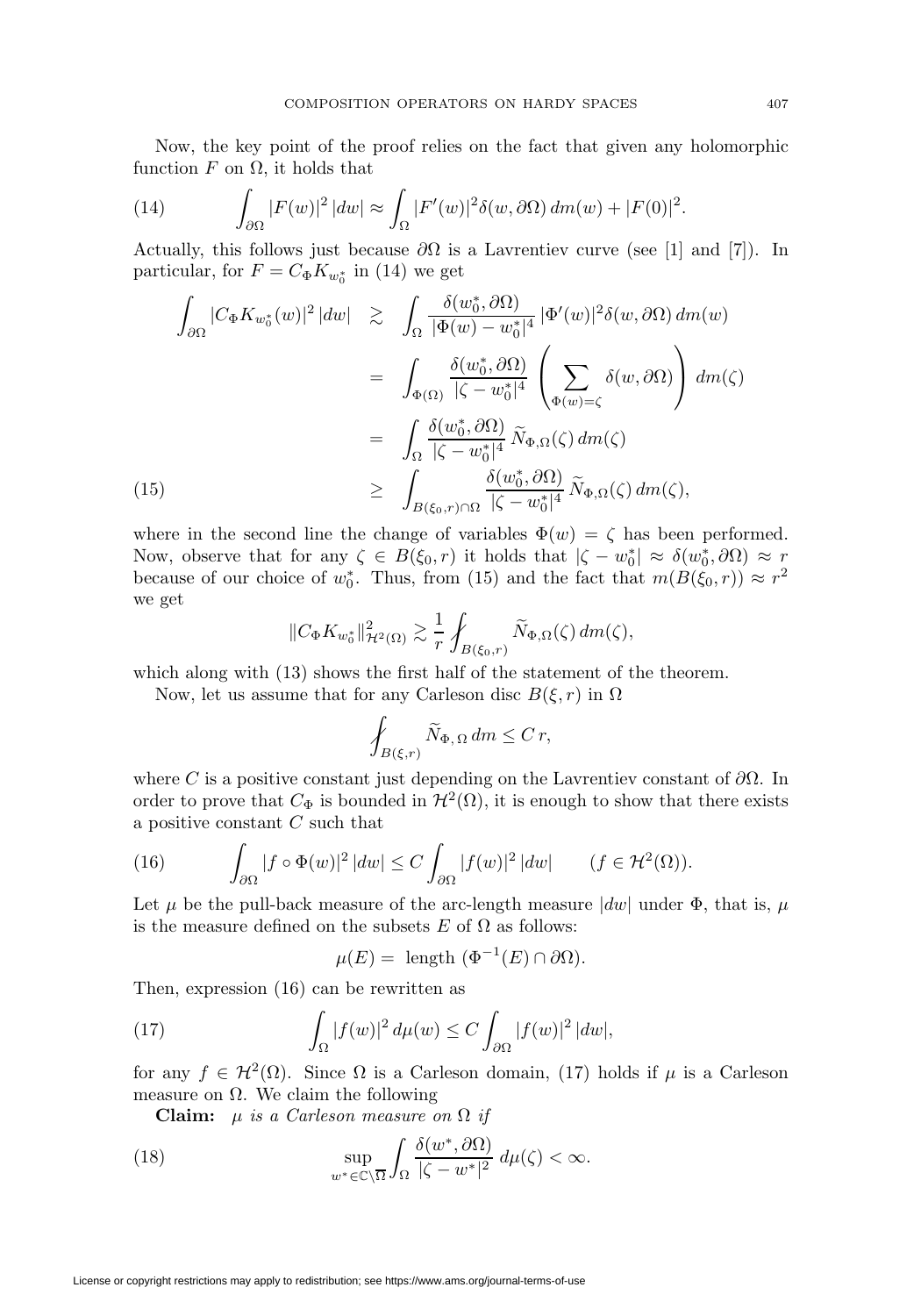Now, the key point of the proof relies on the fact that given any holomorphic function $F$ on $\Omega$, it holds that

$$\int_{\partial\Omega} |F(w)|^2 \, |dw| \approx \int_{\Omega} |F'(w)|^2 \delta(w, \partial\Omega) \, dm(w) + |F(0)|^2. \tag{14}$$

Actually, this follows just because $\partial\Omega$ is a Lavrentiev curve (see [1] and [7]). In particular, for $F = C_\Phi K_{w_0^*}$ in (14) we get

$$\begin{aligned}
\int_{\partial\Omega} |C_\Phi K_{w_0^*}(w)|^2 \, |dw| &\gtrsim \int_{\Omega} \frac{\delta(w_0^*, \partial\Omega)}{|\Phi(w) - w_0^*|^4} \, |\Phi'(w)|^2 \delta(w, \partial\Omega) \, dm(w) \\
&= \int_{\Phi(\Omega)} \frac{\delta(w_0^*, \partial\Omega)}{|\zeta - w_0^*|^4} \left( \sum_{\Phi(w) = \zeta} \delta(w, \partial\Omega) \right) dm(\zeta) \\
&= \int_{\Omega} \frac{\delta(w_0^*, \partial\Omega)}{|\zeta - w_0^*|^4} \, \widetilde{N}_{\Phi,\Omega}(\zeta) \, dm(\zeta) \\
&\geq \int_{B(\xi_0, r) \cap \Omega} \frac{\delta(w_0^*, \partial\Omega)}{|\zeta - w_0^*|^4} \, \widetilde{N}_{\Phi,\Omega}(\zeta) \, dm(\zeta),
\end{aligned} \tag{15}$$

where in the second line the change of variables $\Phi(w) = \zeta$ has been performed. Now, observe that for any $\zeta \in B(\xi_0, r)$ it holds that $|\zeta - w_0^*| \approx \delta(w_0^*, \partial\Omega) \approx r$ because of our choice of $w_0^*$. Thus, from (15) and the fact that $m(B(\xi_0, r)) \approx r^2$ we get

$$\|C_\Phi K_{w_0^*}\|^2_{\mathcal{H}^2(\Omega)} \gtrsim \frac{1}{r} \fint_{B(\xi_0, r)} \widetilde{N}_{\Phi,\Omega}(\zeta) \, dm(\zeta),$$

which along with (13) shows the first half of the statement of the theorem.

Now, let us assume that for any Carleson disc $B(\xi, r)$ in $\Omega$

$$\fint_{B(\xi, r)} \widetilde{N}_{\Phi,\,\Omega} \, dm \leq C \, r,$$

where $C$ is a positive constant just depending on the Lavrentiev constant of $\partial\Omega$. In order to prove that $C_\Phi$ is bounded in $\mathcal{H}^2(\Omega)$, it is enough to show that there exists a positive constant $C$ such that

$$\int_{\partial\Omega} |f \circ \Phi(w)|^2 \, |dw| \leq C \int_{\partial\Omega} |f(w)|^2 \, |dw| \qquad (f \in \mathcal{H}^2(\Omega)). \tag{16}$$

Let $\mu$ be the pull-back measure of the arc-length measure $|dw|$ under $\Phi$, that is, $\mu$ is the measure defined on the subsets $E$ of $\Omega$ as follows:

$$\mu(E) = \text{ length } (\Phi^{-1}(E) \cap \partial\Omega).$$

Then, expression (16) can be rewritten as

$$\int_{\Omega} |f(w)|^2 \, d\mu(w) \leq C \int_{\partial\Omega} |f(w)|^2 \, |dw|, \tag{17}$$

for any $f \in \mathcal{H}^2(\Omega)$. Since $\Omega$ is a Carleson domain, (17) holds if $\mu$ is a Carleson measure on $\Omega$. We claim the following

**Claim:** *$\mu$ is a Carleson measure on $\Omega$ if*

$$\sup_{w^* \in \mathbb{C} \setminus \overline{\Omega}} \int_{\Omega} \frac{\delta(w^*, \partial\Omega)}{|\zeta - w^*|^2} \, d\mu(\zeta) < \infty. \tag{18}$$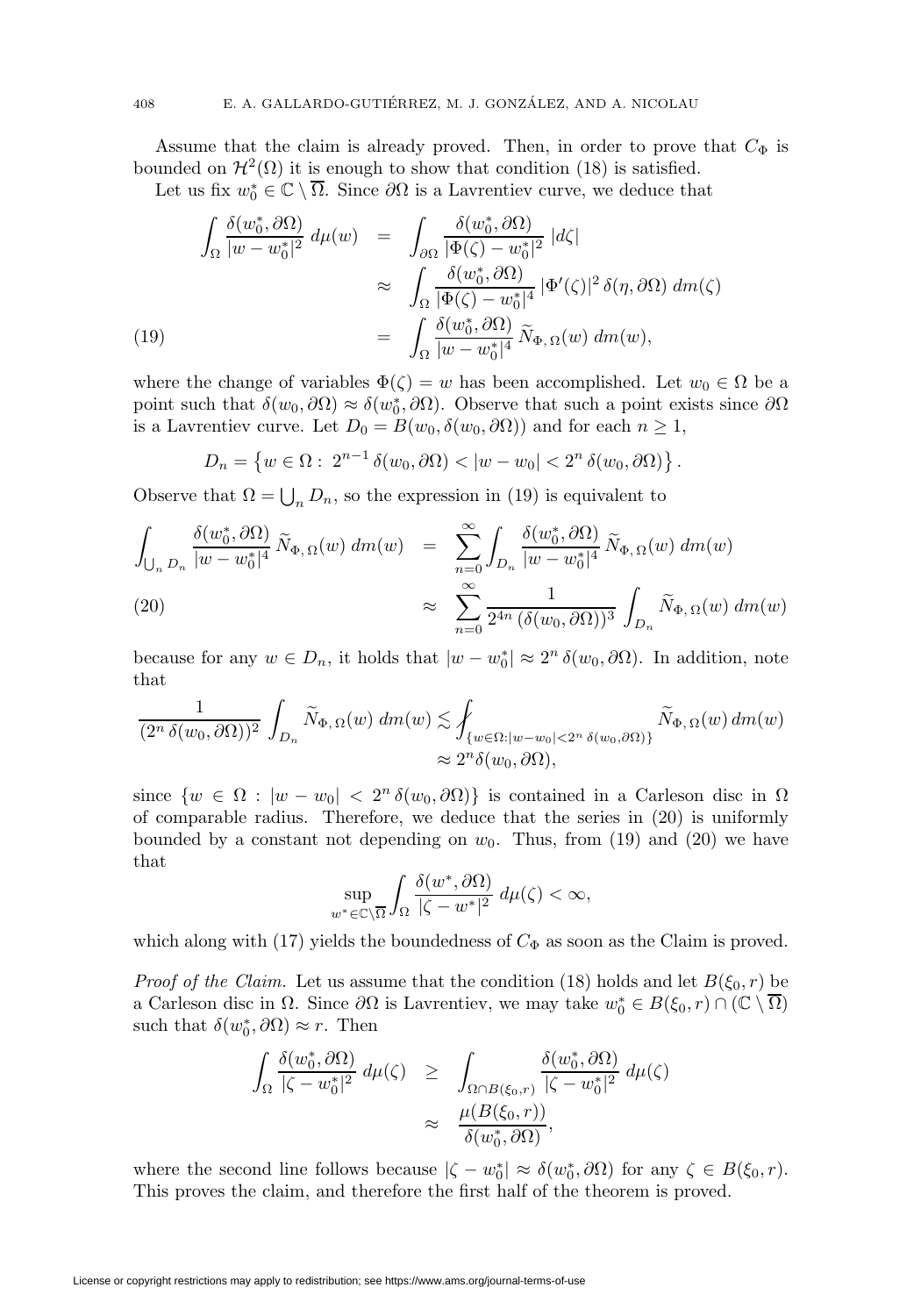Assume that the claim is already proved. Then, in order to prove that $C_\Phi$ is bounded on $\mathcal{H}^2(\Omega)$ it is enough to show that condition (18) is satisfied.

Let us fix $w_0^* \in \mathbb{C} \setminus \overline{\Omega}$. Since $\partial\Omega$ is a Lavrentiev curve, we deduce that

$$
\begin{aligned}
\int_\Omega \frac{\delta(w_0^*, \partial\Omega)}{|w - w_0^*|^2}\, d\mu(w) &= \int_{\partial\Omega} \frac{\delta(w_0^*, \partial\Omega)}{|\Phi(\zeta) - w_0^*|^2}\, |d\zeta| \\
&\approx \int_\Omega \frac{\delta(w_0^*, \partial\Omega)}{|\Phi(\zeta) - w_0^*|^4}\, |\Phi'(\zeta)|^2\, \delta(\eta, \partial\Omega)\, dm(\zeta) \\
&= \int_\Omega \frac{\delta(w_0^*, \partial\Omega)}{|w - w_0^*|^4}\, \widetilde{N}_{\Phi,\,\Omega}(w)\, dm(w), \qquad (19)
\end{aligned}
$$

where the change of variables $\Phi(\zeta) = w$ has been accomplished. Let $w_0 \in \Omega$ be a point such that $\delta(w_0, \partial\Omega) \approx \delta(w_0^*, \partial\Omega)$. Observe that such a point exists since $\partial\Omega$ is a Lavrentiev curve. Let $D_0 = B(w_0, \delta(w_0, \partial\Omega))$ and for each $n \geq 1$,

$$
D_n = \left\{ w \in \Omega : \, 2^{n-1}\, \delta(w_0, \partial\Omega) < |w - w_0| < 2^n\, \delta(w_0, \partial\Omega) \right\}.
$$

Observe that $\Omega = \bigcup_n D_n$, so the expression in (19) is equivalent to

$$
\begin{aligned}
\int_{\bigcup_n D_n} \frac{\delta(w_0^*, \partial\Omega)}{|w - w_0^*|^4}\, \widetilde{N}_{\Phi,\,\Omega}(w)\, dm(w) &= \sum_{n=0}^\infty \int_{D_n} \frac{\delta(w_0^*, \partial\Omega)}{|w - w_0^*|^4}\, \widetilde{N}_{\Phi,\,\Omega}(w)\, dm(w) \\
&\approx \sum_{n=0}^\infty \frac{1}{2^{4n}\, (\delta(w_0, \partial\Omega))^3} \int_{D_n} \widetilde{N}_{\Phi,\,\Omega}(w)\, dm(w) \qquad (20)
\end{aligned}
$$

because for any $w \in D_n$, it holds that $|w - w_0^*| \approx 2^n\, \delta(w_0, \partial\Omega)$. In addition, note that

$$
\begin{aligned}
\frac{1}{(2^n\, \delta(w_0, \partial\Omega))^2} \int_{D_n} \widetilde{N}_{\Phi,\,\Omega}(w)\, dm(w) &\lesssim ⨍_{\{w \in \Omega : |w - w_0| < 2^n\, \delta(w_0, \partial\Omega)\}} \widetilde{N}_{\Phi,\,\Omega}(w)\, dm(w) \\
&\approx 2^n \delta(w_0, \partial\Omega),
\end{aligned}
$$

since $\{w \in \Omega : |w - w_0| < 2^n\, \delta(w_0, \partial\Omega)\}$ is contained in a Carleson disc in $\Omega$ of comparable radius. Therefore, we deduce that the series in (20) is uniformly bounded by a constant not depending on $w_0$. Thus, from (19) and (20) we have that

$$
\sup_{w^* \in \mathbb{C} \setminus \overline{\Omega}} \int_\Omega \frac{\delta(w^*, \partial\Omega)}{|\zeta - w^*|^2}\, d\mu(\zeta) < \infty,
$$

which along with (17) yields the boundedness of $C_\Phi$ as soon as the Claim is proved.

*Proof of the Claim.* Let us assume that the condition (18) holds and let $B(\xi_0, r)$ be a Carleson disc in $\Omega$. Since $\partial\Omega$ is Lavrentiev, we may take $w_0^* \in B(\xi_0, r) \cap (\mathbb{C} \setminus \overline{\Omega})$ such that $\delta(w_0^*, \partial\Omega) \approx r$. Then

$$
\begin{aligned}
\int_\Omega \frac{\delta(w_0^*, \partial\Omega)}{|\zeta - w_0^*|^2}\, d\mu(\zeta) &\geq \int_{\Omega \cap B(\xi_0, r)} \frac{\delta(w_0^*, \partial\Omega)}{|\zeta - w_0^*|^2}\, d\mu(\zeta) \\
&\approx \frac{\mu(B(\xi_0, r))}{\delta(w_0^*, \partial\Omega)},
\end{aligned}
$$

where the second line follows because $|\zeta - w_0^*| \approx \delta(w_0^*, \partial\Omega)$ for any $\zeta \in B(\xi_0, r)$. This proves the claim, and therefore the first half of the theorem is proved.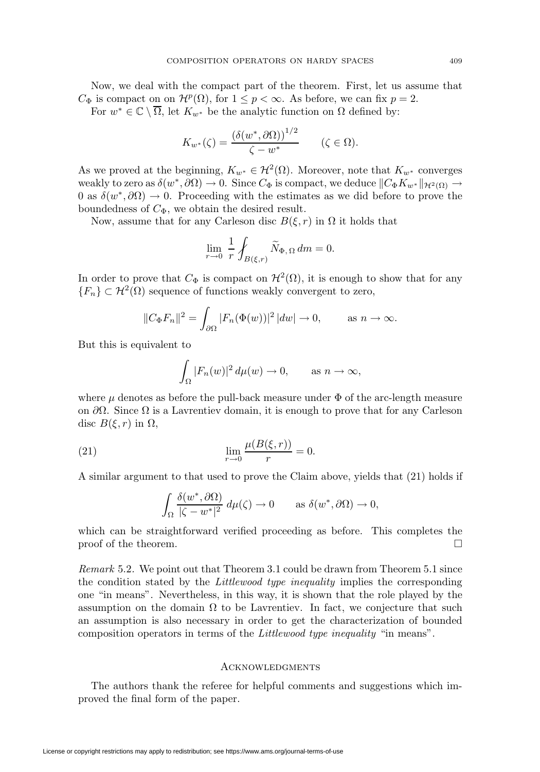Now, we deal with the compact part of the theorem. First, let us assume that $C_\Phi$ is compact on on $\mathcal{H}^p(\Omega)$, for $1 \le p < \infty$. As before, we can fix $p = 2$.

For $w^* \in \mathbb{C} \setminus \overline{\Omega}$, let $K_{w^*}$ be the analytic function on $\Omega$ defined by:

$$K_{w^*}(\zeta) = \frac{\left(\delta(w^*, \partial\Omega)\right)^{1/2}}{\zeta - w^*} \qquad (\zeta \in \Omega).$$

As we proved at the beginning, $K_{w^*} \in \mathcal{H}^2(\Omega)$. Moreover, note that $K_{w^*}$ converges weakly to zero as $\delta(w^*, \partial\Omega) \to 0$. Since $C_\Phi$ is compact, we deduce $\|C_\Phi K_{w^*}\|_{\mathcal{H}^2(\Omega)} \to 0$ as $\delta(w^*, \partial\Omega) \to 0$. Proceeding with the estimates as we did before to prove the boundedness of $C_\Phi$, we obtain the desired result.

Now, assume that for any Carleson disc $B(\xi, r)$ in $\Omega$ it holds that

$$\lim_{r \to 0} \frac{1}{r} \fint_{B(\xi,r)} \widetilde{N}_{\Phi,\,\Omega}\, dm = 0.$$

In order to prove that $C_\Phi$ is compact on $\mathcal{H}^2(\Omega)$, it is enough to show that for any $\{F_n\} \subset \mathcal{H}^2(\Omega)$ sequence of functions weakly convergent to zero,

$$\|C_\Phi F_n\|^2 = \int_{\partial\Omega} |F_n(\Phi(w))|^2\, |dw| \to 0, \qquad \text{as } n \to \infty.$$

But this is equivalent to

$$\int_\Omega |F_n(w)|^2\, d\mu(w) \to 0, \qquad \text{as } n \to \infty,$$

where $\mu$ denotes as before the pull-back measure under $\Phi$ of the arc-length measure on $\partial\Omega$. Since $\Omega$ is a Lavrentiev domain, it is enough to prove that for any Carleson disc $B(\xi, r)$ in $\Omega$,

$$\lim_{r \to 0} \frac{\mu(B(\xi, r))}{r} = 0. \tag{21}$$

A similar argument to that used to prove the Claim above, yields that (21) holds if

$$\int_\Omega \frac{\delta(w^*, \partial\Omega)}{|\zeta - w^*|^2}\, d\mu(\zeta) \to 0 \qquad \text{as } \delta(w^*, \partial\Omega) \to 0,$$

which can be straightforward verified proceeding as before. This completes the proof of the theorem. □

*Remark* 5.2. We point out that Theorem 3.1 could be drawn from Theorem 5.1 since the condition stated by the *Littlewood type inequality* implies the corresponding one "in means". Nevertheless, in this way, it is shown that the role played by the assumption on the domain $\Omega$ to be Lavrentiev. In fact, we conjecture that such an assumption is also necessary in order to get the characterization of bounded composition operators in terms of the *Littlewood type inequality* "in means".

## Acknowledgments

The authors thank the referee for helpful comments and suggestions which improved the final form of the paper.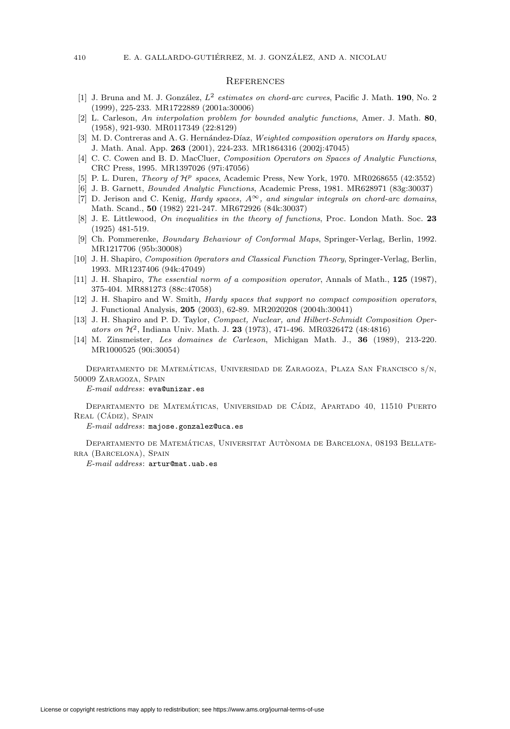## References

[1] J. Bruna and M. J. González, *$L^2$ estimates on chord-arc curves*, Pacific J. Math. **190**, No. 2 (1999), 225-233. MR1722889 (2001a:30006)

[2] L. Carleson, *An interpolation problem for bounded analytic functions*, Amer. J. Math. **80**, (1958), 921-930. MR0117349 (22:8129)

[3] M. D. Contreras and A. G. Hernández-Díaz, *Weighted composition operators on Hardy spaces*, J. Math. Anal. App. **263** (2001), 224-233. MR1864316 (2002j:47045)

[4] C. C. Cowen and B. D. MacCluer, *Composition Operators on Spaces of Analytic Functions*, CRC Press, 1995. MR1397026 (97i:47056)

[5] P. L. Duren, *Theory of $\mathcal{H}^p$ spaces*, Academic Press, New York, 1970. MR0268655 (42:3552)

[6] J. B. Garnett, *Bounded Analytic Functions*, Academic Press, 1981. MR628971 (83g:30037)

[7] D. Jerison and C. Kenig, *Hardy spaces, $A^\infty$, and singular integrals on chord-arc domains*, Math. Scand., **50** (1982) 221-247. MR672926 (84k:30037)

[8] J. E. Littlewood, *On inequalities in the theory of functions*, Proc. London Math. Soc. **23** (1925) 481-519.

[9] Ch. Pommerenke, *Boundary Behaviour of Conformal Maps*, Springer-Verlag, Berlin, 1992. MR1217706 (95b:30008)

[10] J. H. Shapiro, *Composition 0perators and Classical Function Theory*, Springer-Verlag, Berlin, 1993. MR1237406 (94k:47049)

[11] J. H. Shapiro, *The essential norm of a composition operator*, Annals of Math., **125** (1987), 375-404. MR881273 (88c:47058)

[12] J. H. Shapiro and W. Smith, *Hardy spaces that support no compact composition operators*, J. Functional Analysis, **205** (2003), 62-89. MR2020208 (2004h:30041)

[13] J. H. Shapiro and P. D. Taylor, *Compact, Nuclear, and Hilbert-Schmidt Composition Operators on $\mathcal{H}^2$*, Indiana Univ. Math. J. **23** (1973), 471-496. MR0326472 (48:4816)

[14] M. Zinsmeister, *Les domaines de Carleson*, Michigan Math. J., **36** (1989), 213-220. MR1000525 (90i:30054)

Departamento de Matemáticas, Universidad de Zaragoza, Plaza San Francisco s/n, 50009 Zaragoza, Spain

*E-mail address*: eva@unizar.es

Departamento de Matemáticas, Universidad de Cádiz, Apartado 40, 11510 Puerto Real (Cádiz), Spain

*E-mail address*: majose.gonzalez@uca.es

Departamento de Matemáticas, Universitat Autònoma de Barcelona, 08193 Bellaterra (Barcelona), Spain

*E-mail address*: artur@mat.uab.es